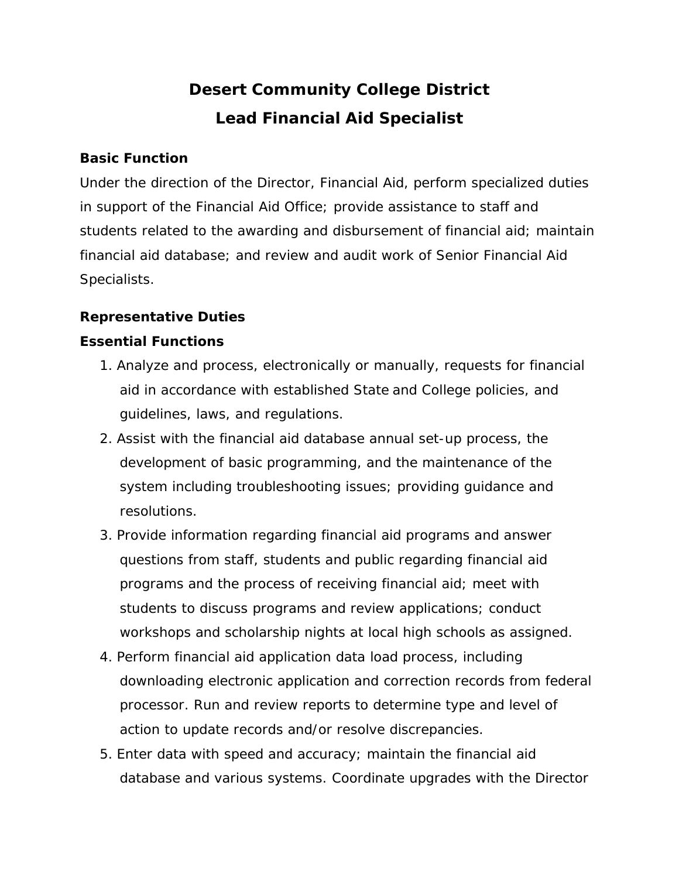# Desert Community College District

# Lead Financial Aid Specialist

**Basic Function**

Under the direction of the Director, Financial Aid, perform specialized duties in support of the Financial Aid Office; provide assistance to staff and students related to the awarding and disbursement of financial aid; maintain financial aid database; and review and audit work of Senior Financial Aid Specialists.

**Representative Duties**

**Essential Functions**

1. Analyze and process, electronically or manually, requests for financial aid in accordance with established State and College policies, and guidelines, laws, and regulations.
2. Assist with the financial aid database annual set-up process, the development of basic programming, and the maintenance of the system including troubleshooting issues; providing guidance and resolutions.
3. Provide information regarding financial aid programs and answer questions from staff, students and public regarding financial aid programs and the process of receiving financial aid; meet with students to discuss programs and review applications; conduct workshops and scholarship nights at local high schools as assigned.
4. Perform financial aid application data load process, including downloading electronic application and correction records from federal processor. Run and review reports to determine type and level of action to update records and/or resolve discrepancies.
5. Enter data with speed and accuracy; maintain the financial aid database and various systems. Coordinate upgrades with the Director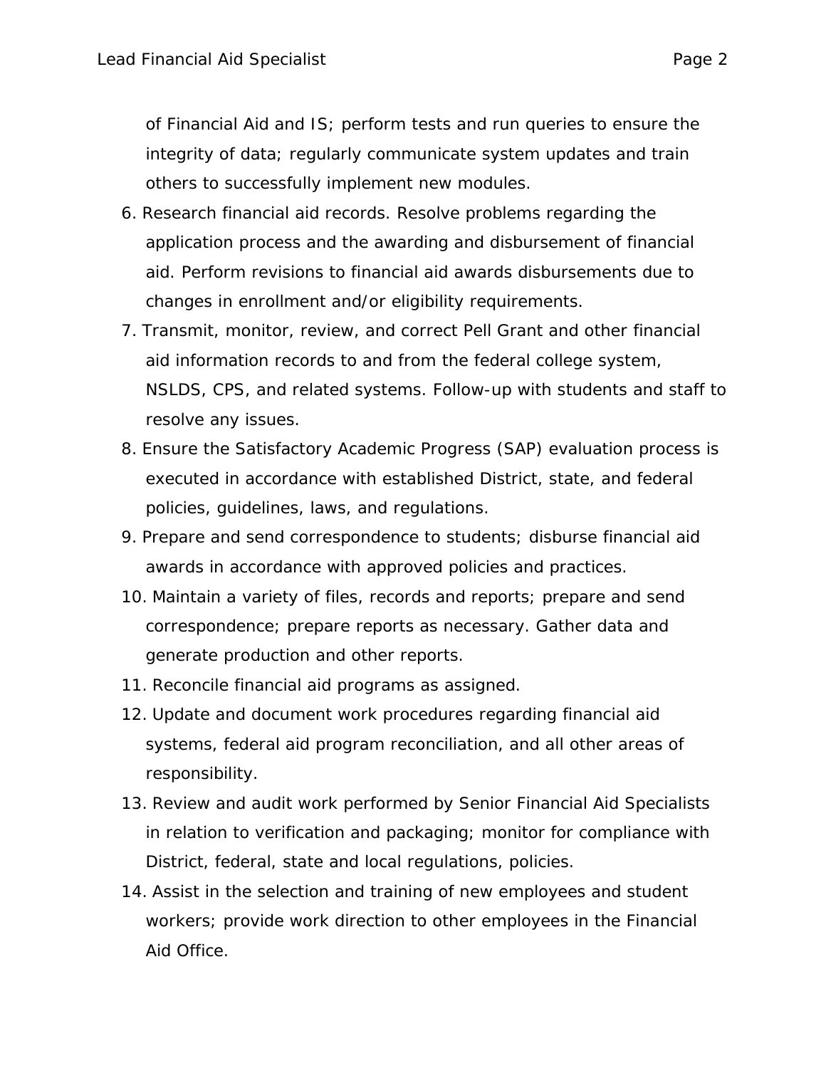of Financial Aid and IS; perform tests and run queries to ensure the integrity of data; regularly communicate system updates and train others to successfully implement new modules.

6. Research financial aid records. Resolve problems regarding the application process and the awarding and disbursement of financial aid. Perform revisions to financial aid awards disbursements due to changes in enrollment and/or eligibility requirements.
7. Transmit, monitor, review, and correct Pell Grant and other financial aid information records to and from the federal college system, NSLDS, CPS, and related systems. Follow-up with students and staff to resolve any issues.
8. Ensure the Satisfactory Academic Progress (SAP) evaluation process is executed in accordance with established District, state, and federal policies, guidelines, laws, and regulations.
9. Prepare and send correspondence to students; disburse financial aid awards in accordance with approved policies and practices.
10. Maintain a variety of files, records and reports; prepare and send correspondence; prepare reports as necessary. Gather data and generate production and other reports.
11. Reconcile financial aid programs as assigned.
12. Update and document work procedures regarding financial aid systems, federal aid program reconciliation, and all other areas of responsibility.
13. Review and audit work performed by Senior Financial Aid Specialists in relation to verification and packaging; monitor for compliance with District, federal, state and local regulations, policies.
14. Assist in the selection and training of new employees and student workers; provide work direction to other employees in the Financial Aid Office.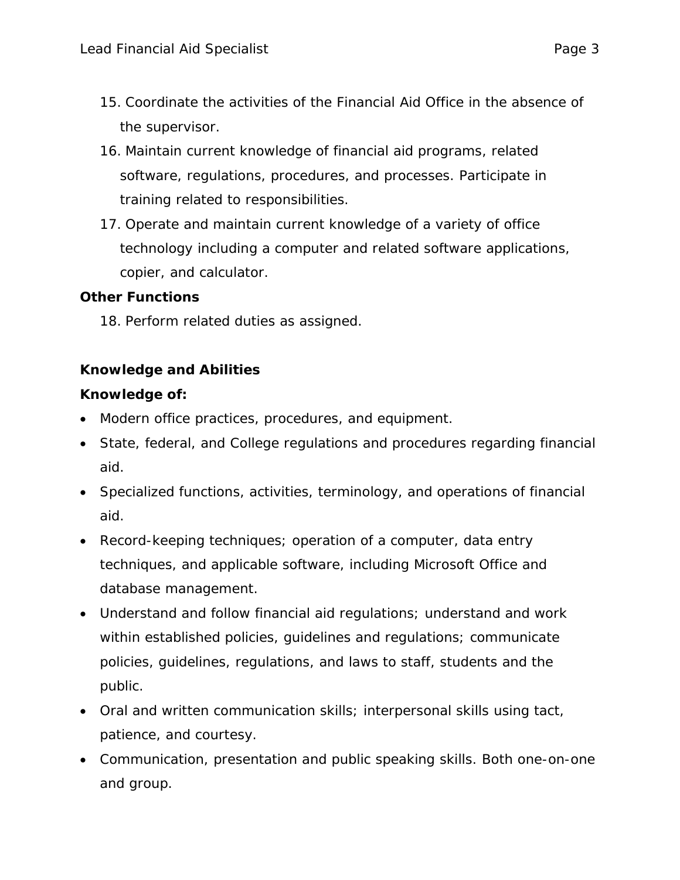15. Coordinate the activities of the Financial Aid Office in the absence of the supervisor.
16. Maintain current knowledge of financial aid programs, related software, regulations, procedures, and processes. Participate in training related to responsibilities.
17. Operate and maintain current knowledge of a variety of office technology including a computer and related software applications, copier, and calculator.

**Other Functions**

18. Perform related duties as assigned.

**Knowledge and Abilities**

**Knowledge of:**

- Modern office practices, procedures, and equipment.
- State, federal, and College regulations and procedures regarding financial aid.
- Specialized functions, activities, terminology, and operations of financial aid.
- Record-keeping techniques; operation of a computer, data entry techniques, and applicable software, including Microsoft Office and database management.
- Understand and follow financial aid regulations; understand and work within established policies, guidelines and regulations; communicate policies, guidelines, regulations, and laws to staff, students and the public.
- Oral and written communication skills; interpersonal skills using tact, patience, and courtesy.
- Communication, presentation and public speaking skills. Both one-on-one and group.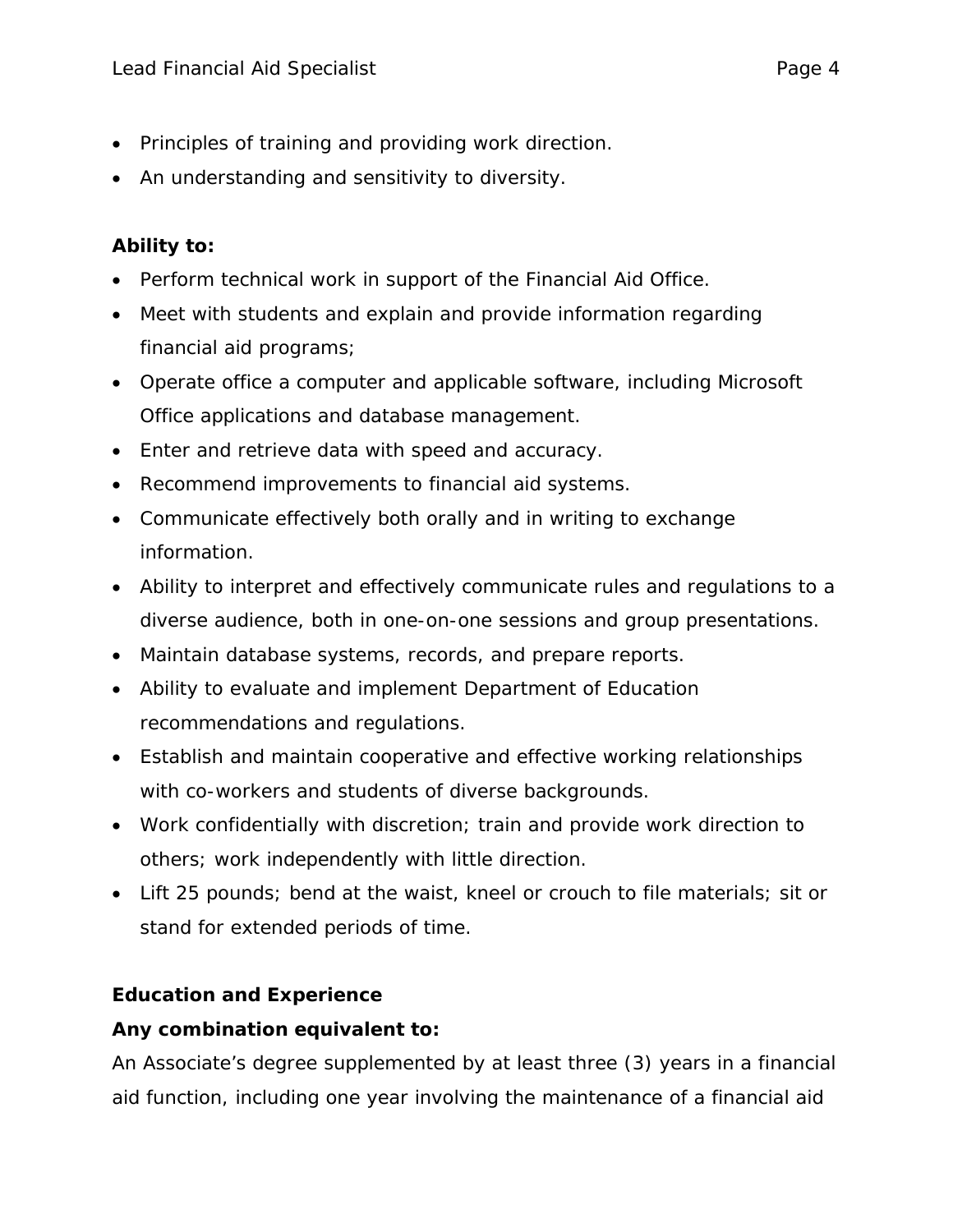- Principles of training and providing work direction.
- An understanding and sensitivity to diversity.

**Ability to:**

- Perform technical work in support of the Financial Aid Office.
- Meet with students and explain and provide information regarding financial aid programs;
- Operate office a computer and applicable software, including Microsoft Office applications and database management.
- Enter and retrieve data with speed and accuracy.
- Recommend improvements to financial aid systems.
- Communicate effectively both orally and in writing to exchange information.
- Ability to interpret and effectively communicate rules and regulations to a diverse audience, both in one-on-one sessions and group presentations.
- Maintain database systems, records, and prepare reports.
- Ability to evaluate and implement Department of Education recommendations and regulations.
- Establish and maintain cooperative and effective working relationships with co-workers and students of diverse backgrounds.
- Work confidentially with discretion; train and provide work direction to others; work independently with little direction.
- Lift 25 pounds; bend at the waist, kneel or crouch to file materials; sit or stand for extended periods of time.

**Education and Experience**

**Any combination equivalent to:**

An Associate's degree supplemented by at least three (3) years in a financial aid function, including one year involving the maintenance of a financial aid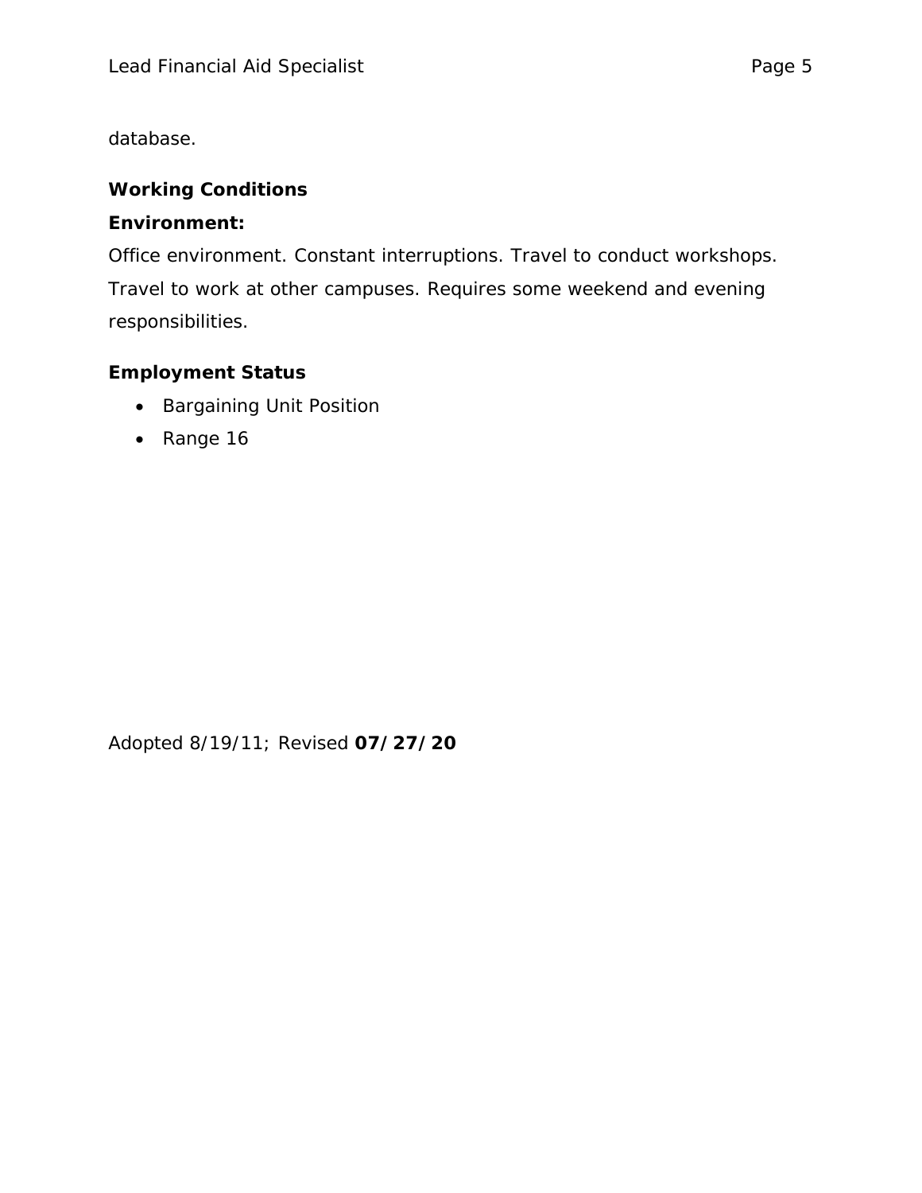database.

**Working Conditions**

**Environment:**

Office environment. Constant interruptions. Travel to conduct workshops. Travel to work at other campuses. Requires some weekend and evening responsibilities.

**Employment Status**

- Bargaining Unit Position
- Range 16

Adopted 8/19/11; Revised **07/27/20**